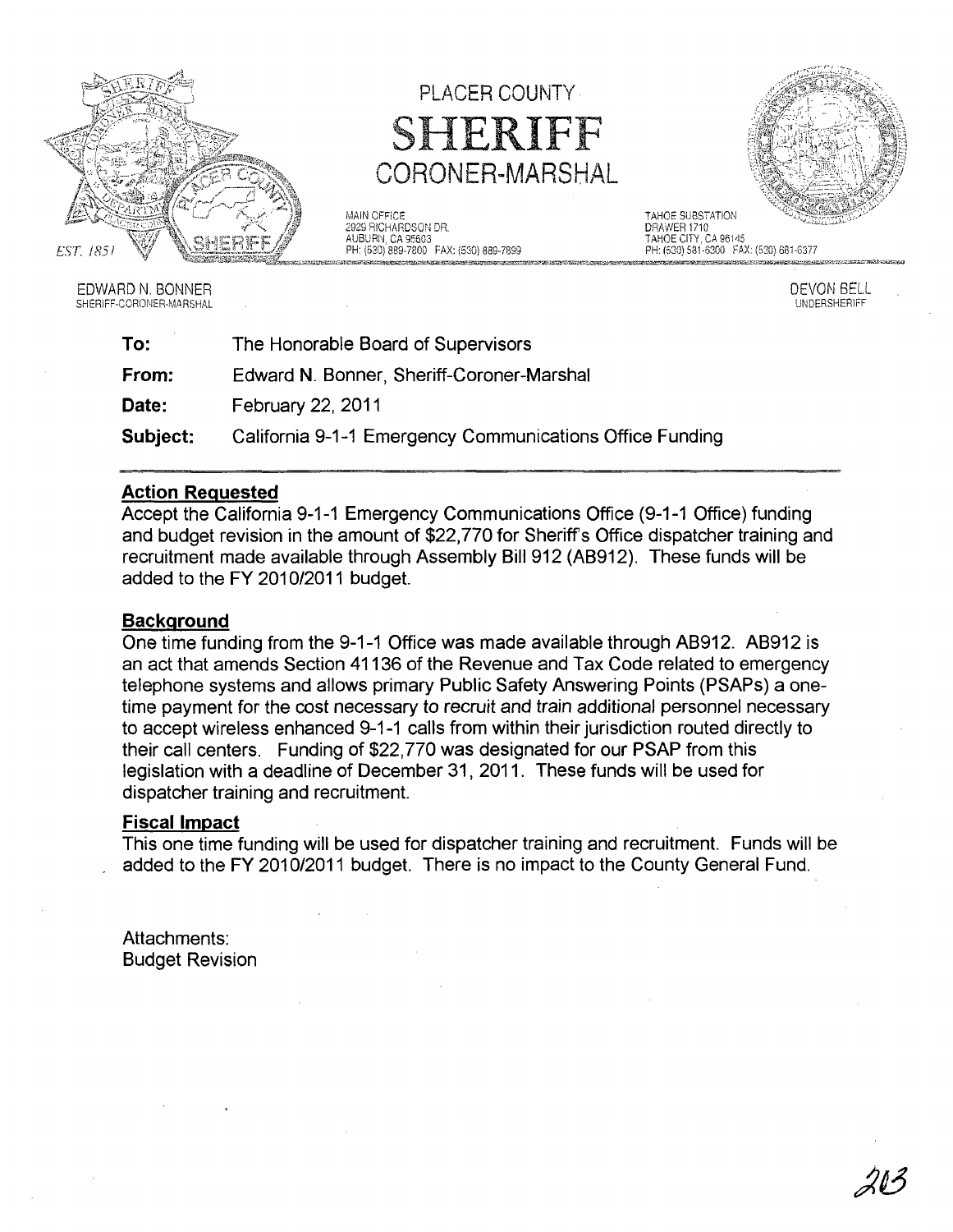# PLACER COUNTY
# SHERIFF
## CORONER-MARSHAL

MAIN OFFICE
2929 RICHARDSON DR.
AUBURN, CA 95603
PH: (530) 889-7800 FAX: (530) 889-7899

TAHOE SUBSTATION
DRAWER 1710
TAHOE CITY, CA 96145
PH: (530) 581-6300 FAX: (530) 581-6377

EST. 1851

EDWARD N. BONNER
SHERIFF-CORONER-MARSHAL

DEVON BELL
UNDERSHERIFF

**To:** The Honorable Board of Supervisors

**From:** Edward N. Bonner, Sheriff-Coroner-Marshal

**Date:** February 22, 2011

**Subject:** California 9-1-1 Emergency Communications Office Funding

---

### Action Requested

Accept the California 9-1-1 Emergency Communications Office (9-1-1 Office) funding and budget revision in the amount of $22,770 for Sheriff's Office dispatcher training and recruitment made available through Assembly Bill 912 (AB912). These funds will be added to the FY 2010/2011 budget.

### Background

One time funding from the 9-1-1 Office was made available through AB912. AB912 is an act that amends Section 41136 of the Revenue and Tax Code related to emergency telephone systems and allows primary Public Safety Answering Points (PSAPs) a one-time payment for the cost necessary to recruit and train additional personnel necessary to accept wireless enhanced 9-1-1 calls from within their jurisdiction routed directly to their call centers. Funding of $22,770 was designated for our PSAP from this legislation with a deadline of December 31, 2011. These funds will be used for dispatcher training and recruitment.

### Fiscal Impact

This one time funding will be used for dispatcher training and recruitment. Funds will be added to the FY 2010/2011 budget. There is no impact to the County General Fund.

Attachments:
Budget Revision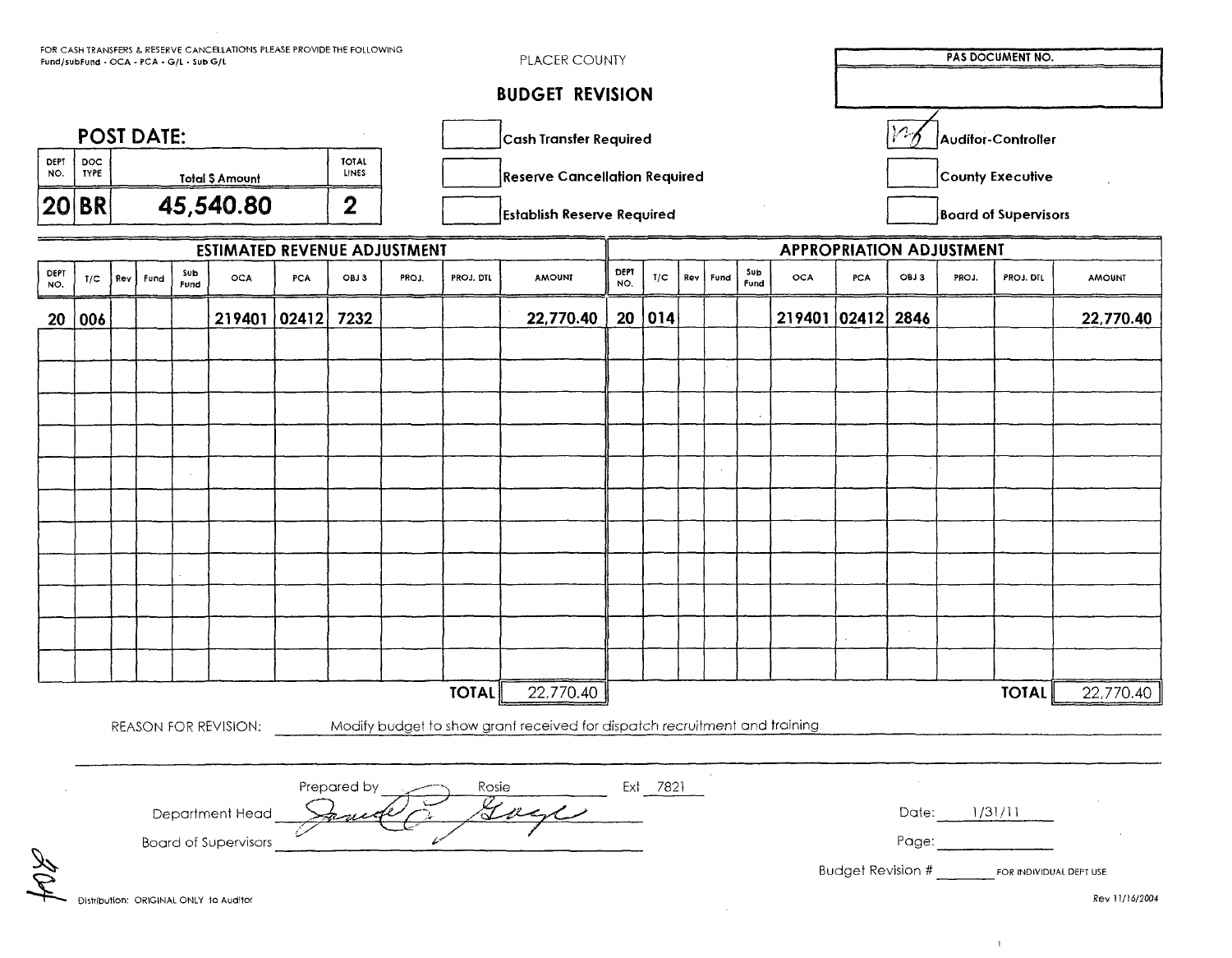FOR CASH TRANSFERS & RESERVE CANCELLATIONS PLEASE PROVIDE THE FOLLOWING
Fund/subFund - OCA - PCA - G/L - Sub G/L

PLACER COUNTY

# BUDGET REVISION

| PAS DOCUMENT NO. |
|---|
| |

## POST DATE:

| DEPT NO. | DOC TYPE | Total $ Amount | TOTAL LINES |
|---|---|---|---|
| 20 | BR | 45,540.80 | 2 |

- [ ] Cash Transfer Required
- [ ] Reserve Cancellation Required
- [ ] Establish Reserve Required

- [x] Auditor-Controller
- [ ] County Executive
- [ ] Board of Supervisors

| ESTIMATED REVENUE ADJUSTMENT | | | | | | | | | | | APPROPRIATION ADJUSTMENT | | | | | | | | | | |
|---|---|---|---|---|---|---|---|---|---|---|---|---|---|---|---|---|---|---|---|---|---|
| DEPT NO. | T/C | Rev | Fund | Sub Fund | OCA | PCA | OBJ 3 | PROJ. | PROJ. DTL | AMOUNT | DEPT NO. | T/C | Rev | Fund | Sub Fund | OCA | PCA | OBJ 3 | PROJ. | PROJ. DTL | AMOUNT |
| 20 | 006 | | | | 219401 | 02412 | 7232 | | | 22,770.40 | 20 | 014 | | | | 219401 | 02412 | 2846 | | | 22,770.40 |
| | | | | | | | | | TOTAL | 22,770.40 | | | | | | | | | | TOTAL | 22,770.40 |

REASON FOR REVISION: Modify budget to show grant received for dispatch recruitment and training

Prepared by Rosie Ext 7821

Department Head [signature]

Board of Supervisors

Date: 1/31/11

Page:

Budget Revision # FOR INDIVIDUAL DEPT USE

Distribution: ORIGINAL ONLY to Auditor

Rev 11/16/2004